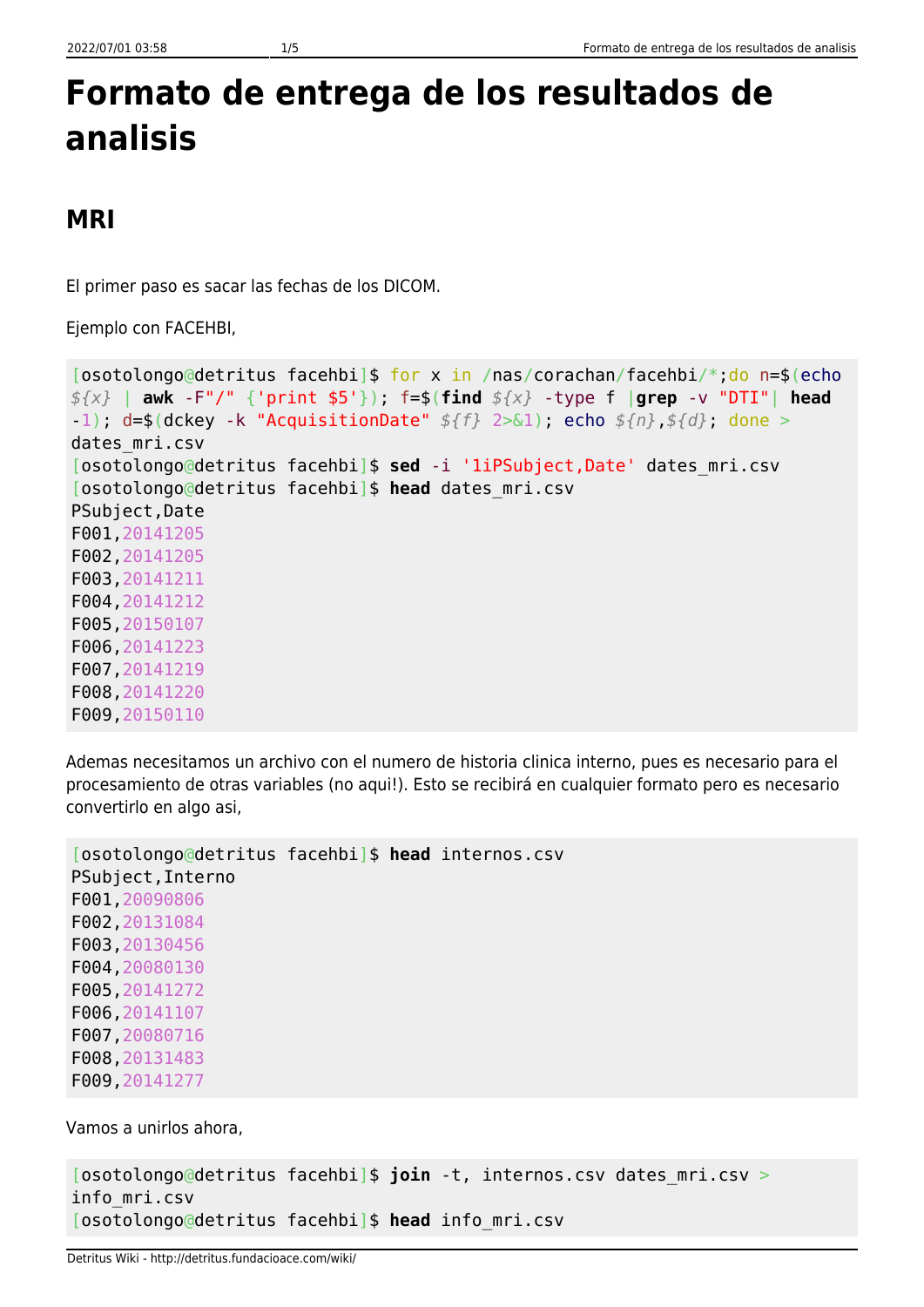# Formato de entrega de los resultados de analisis

## MRI

El primer paso es sacar las fechas de los DICOM.

Ejemplo con FACEHBI,

```
[osotolongo@detritus facehbi]$ for x in /nas/corachan/facehbi/*;do n=$(echo ${x} | awk -F"/" {'print $5'}); f=$(find ${x} -type f |grep -v "DTI"| head -1); d=$(dckey -k "AcquisitionDate" ${f} 2>&1); echo ${n},${d}; done > dates_mri.csv
[osotolongo@detritus facehbi]$ sed -i '1iPSubject,Date' dates_mri.csv
[osotolongo@detritus facehbi]$ head dates_mri.csv
PSubject,Date
F001,20141205
F002,20141205
F003,20141211
F004,20141212
F005,20150107
F006,20141223
F007,20141219
F008,20141220
F009,20150110
```

Ademas necesitamos un archivo con el numero de historia clinica interno, pues es necesario para el procesamiento de otras variables (no aqui!). Esto se recibirá en cualquier formato pero es necesario convertirlo en algo asi,

```
[osotolongo@detritus facehbi]$ head internos.csv
PSubject,Interno
F001,20090806
F002,20131084
F003,20130456
F004,20080130
F005,20141272
F006,20141107
F007,20080716
F008,20131483
F009,20141277
```

Vamos a unirlos ahora,

```
[osotolongo@detritus facehbi]$ join -t, internos.csv dates_mri.csv > info_mri.csv
[osotolongo@detritus facehbi]$ head info_mri.csv
```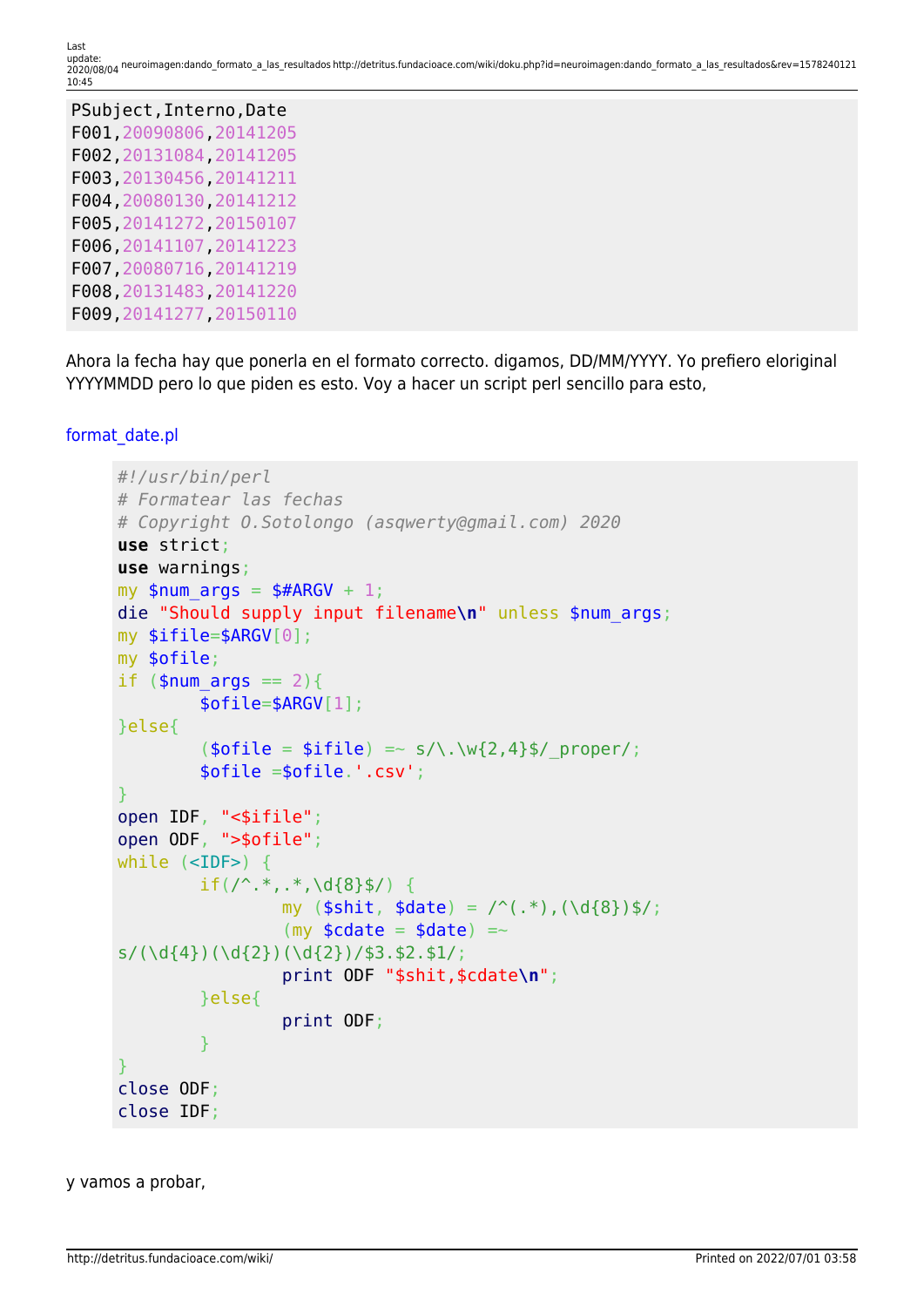```
PSubject,Interno,Date
F001,20090806,20141205
F002,20131084,20141205
F003,20130456,20141211
F004,20080130,20141212
F005,20141272,20150107
F006,20141107,20141223
F007,20080716,20141219
F008,20131483,20141220
F009,20141277,20150110
```

Ahora la fecha hay que ponerla en el formato correcto. digamos, DD/MM/YYYY. Yo prefiero eloriginal YYYYMMDD pero lo que piden es esto. Voy a hacer un script perl sencillo para esto,

format_date.pl

```perl
#!/usr/bin/perl
# Formatear las fechas
# Copyright O.Sotolongo (asqwerty@gmail.com) 2020
use strict;
use warnings;
my $num_args = $#ARGV + 1;
die "Should supply input filename\n" unless $num_args;
my $ifile=$ARGV[0];
my $ofile;
if ($num_args == 2){
        $ofile=$ARGV[1];
}else{
        ($ofile = $ifile) =~ s/\.\w{2,4}$/_proper/;
        $ofile =$ofile.'.csv';
}
open IDF, "<$ifile";
open ODF, ">$ofile";
while (<IDF>) {
        if(/^.*,.*,\d{8}$/) {
                my ($shit, $date) = /^(.*),(\d{8})$/;
                (my $cdate = $date) =~
s/(\d{4})(\d{2})(\d{2})/$3.$2.$1/;
                print ODF "$shit,$cdate\n";
        }else{
                print ODF;
        }
}
close ODF;
close IDF;
```

y vamos a probar,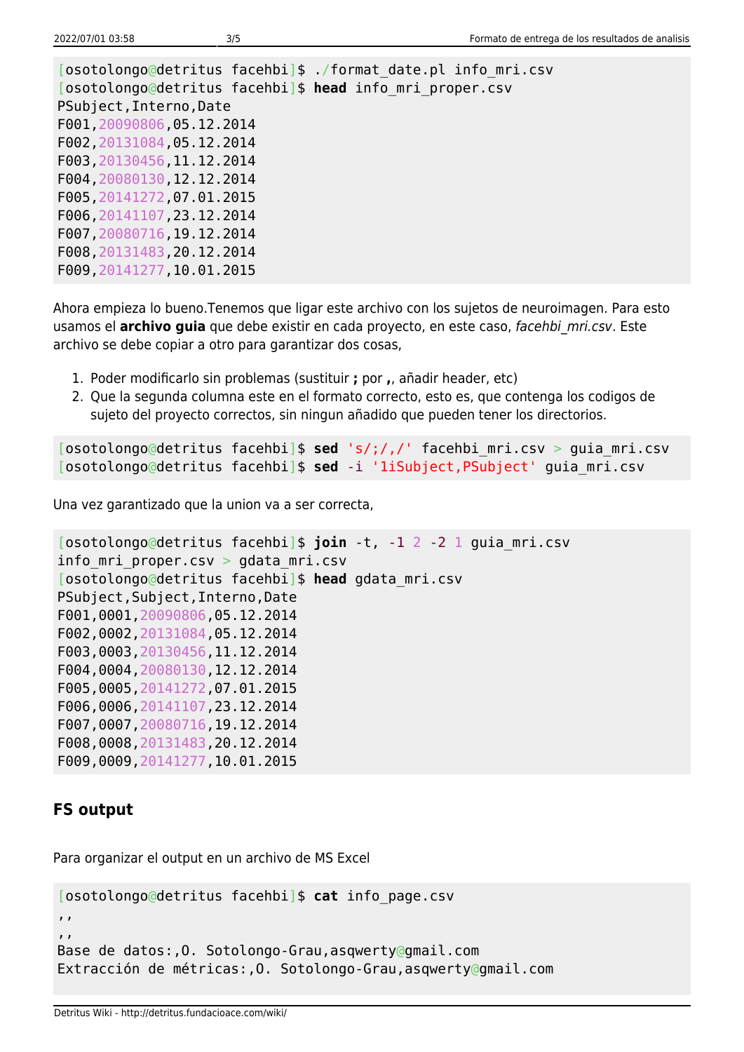```
[osotolongo@detritus facehbi]$ ./format_date.pl info_mri.csv
[osotolongo@detritus facehbi]$ head info_mri_proper.csv
PSubject,Interno,Date
F001,20090806,05.12.2014
F002,20131084,05.12.2014
F003,20130456,11.12.2014
F004,20080130,12.12.2014
F005,20141272,07.01.2015
F006,20141107,23.12.2014
F007,20080716,19.12.2014
F008,20131483,20.12.2014
F009,20141277,10.01.2015
```

Ahora empieza lo bueno.Tenemos que ligar este archivo con los sujetos de neuroimagen. Para esto usamos el **archivo guia** que debe existir en cada proyecto, en este caso, *facehbi_mri.csv*. Este archivo se debe copiar a otro para garantizar dos cosas,

1. Poder modificarlo sin problemas (sustituir **;** por **,**, añadir header, etc)
2. Que la segunda columna este en el formato correcto, esto es, que contenga los codigos de sujeto del proyecto correctos, sin ningun añadido que pueden tener los directorios.

```
[osotolongo@detritus facehbi]$ sed 's/;/,/' facehbi_mri.csv > guia_mri.csv
[osotolongo@detritus facehbi]$ sed -i '1iSubject,PSubject' guia_mri.csv
```

Una vez garantizado que la union va a ser correcta,

```
[osotolongo@detritus facehbi]$ join -t, -1 2 -2 1 guia_mri.csv
info_mri_proper.csv > gdata_mri.csv
[osotolongo@detritus facehbi]$ head gdata_mri.csv
PSubject,Subject,Interno,Date
F001,0001,20090806,05.12.2014
F002,0002,20131084,05.12.2014
F003,0003,20130456,11.12.2014
F004,0004,20080130,12.12.2014
F005,0005,20141272,07.01.2015
F006,0006,20141107,23.12.2014
F007,0007,20080716,19.12.2014
F008,0008,20131483,20.12.2014
F009,0009,20141277,10.01.2015
```

## FS output

Para organizar el output en un archivo de MS Excel

```
[osotolongo@detritus facehbi]$ cat info_page.csv
,,
,,
Base de datos:,O. Sotolongo-Grau,asqwerty@gmail.com
Extracción de métricas:,O. Sotolongo-Grau,asqwerty@gmail.com
```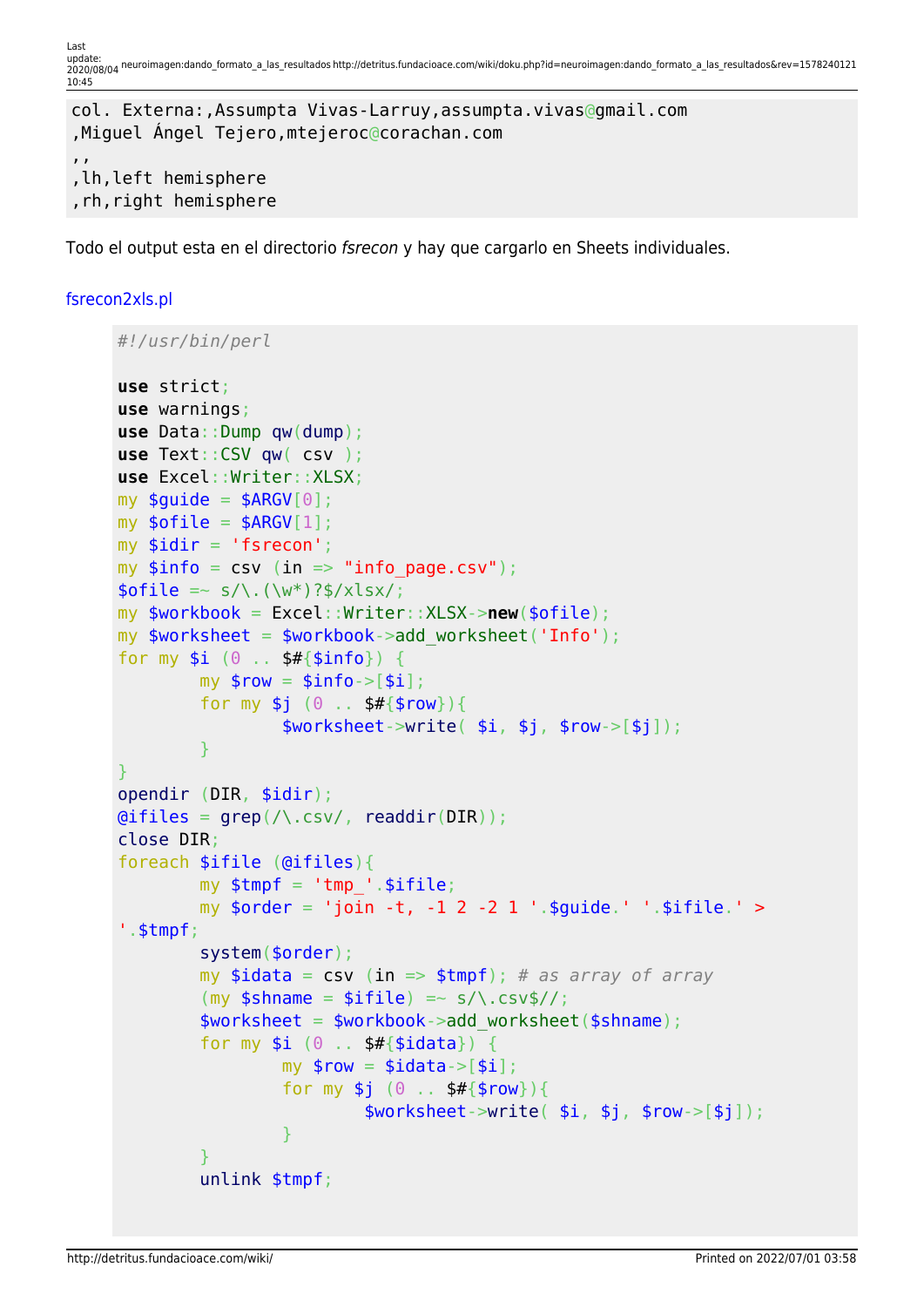```
col. Externa:,Assumpta Vivas-Larruy,assumpta.vivas@gmail.com
,Miguel Ángel Tejero,mtejeroc@corachan.com
,,
,lh,left hemisphere
,rh,right hemisphere
```

Todo el output esta en el directorio *fsrecon* y hay que cargarlo en Sheets individuales.

fsrecon2xls.pl

```
#!/usr/bin/perl

use strict;
use warnings;
use Data::Dump qw(dump);
use Text::CSV qw( csv );
use Excel::Writer::XLSX;
my $guide = $ARGV[0];
my $ofile = $ARGV[1];
my $idir = 'fsrecon';
my $info = csv (in => "info_page.csv");
$ofile =~ s/\.(\w*)?$/xlsx/;
my $workbook = Excel::Writer::XLSX->new($ofile);
my $worksheet = $workbook->add_worksheet('Info');
for my $i (0 .. $#{$info}) {
        my $row = $info->[$i];
        for my $j (0 .. $#{$row}){
                $worksheet->write( $i, $j, $row->[$j]);
        }
}
opendir (DIR, $idir);
@ifiles = grep(/\.csv/, readdir(DIR));
close DIR;
foreach $ifile (@ifiles){
        my $tmpf = 'tmp_'.$ifile;
        my $order = 'join -t, -1 2 -2 1 '.$guide.' '.$ifile.' >
'.$tmpf;
        system($order);
        my $idata = csv (in => $tmpf); # as array of array
        (my $shname = $ifile) =~ s/\.csv$//;
        $worksheet = $workbook->add_worksheet($shname);
        for my $i (0 .. $#{$idata}) {
                my $row = $idata->[$i];
                for my $j (0 .. $#{$row}){
                        $worksheet->write( $i, $j, $row->[$j]);
                }
        }
        unlink $tmpf;
```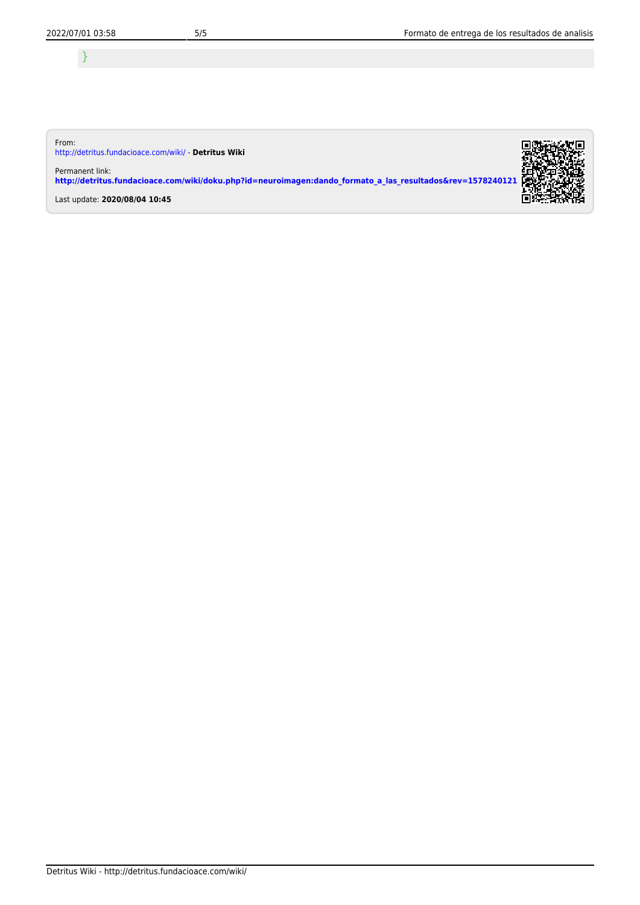```
}
```

From:
http://detritus.fundacioace.com/wiki/ - **Detritus Wiki**

Permanent link:
**http://detritus.fundacioace.com/wiki/doku.php?id=neuroimagen:dando_formato_a_las_resultados&rev=1578240121**

Last update: **2020/08/04 10:45**